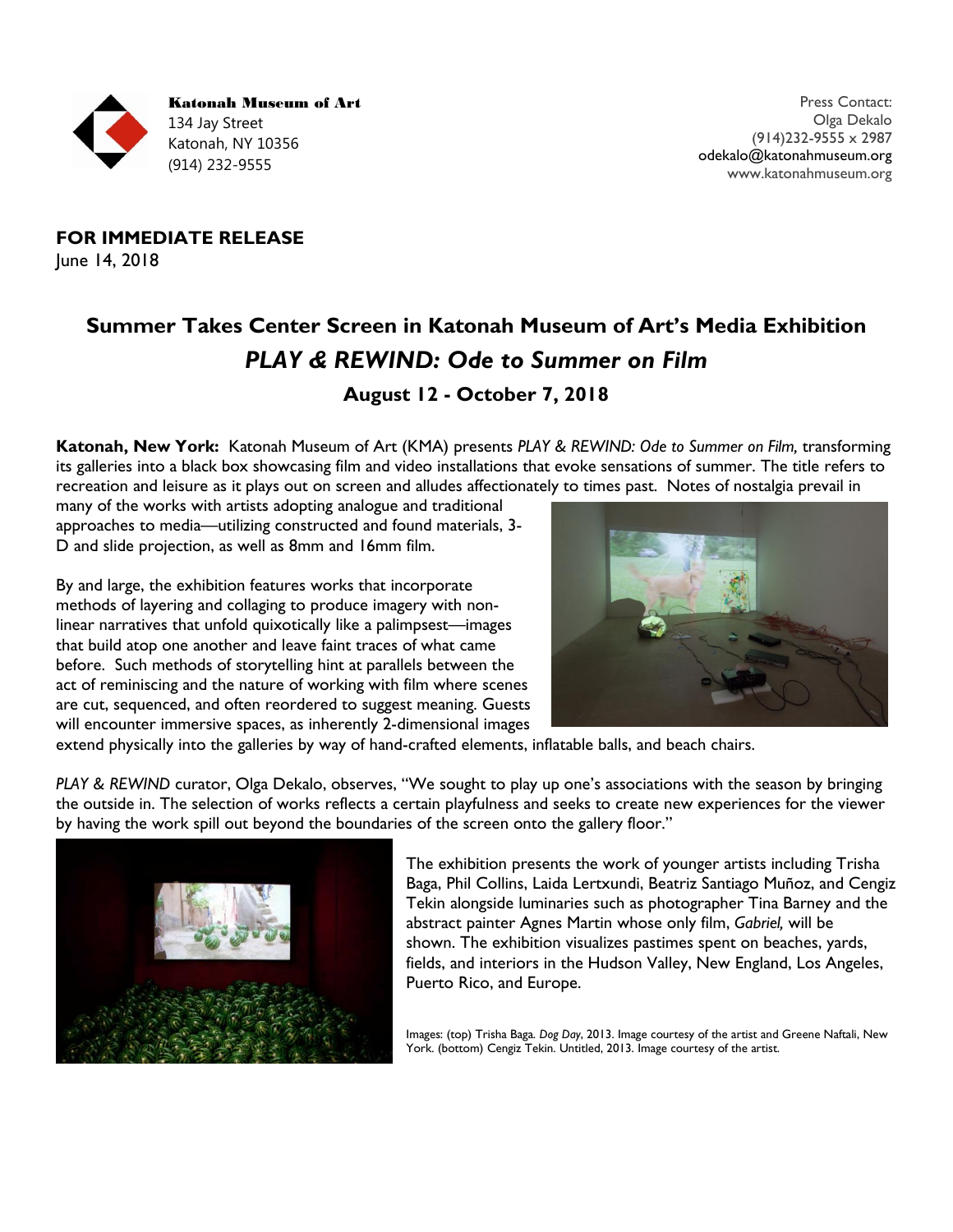**Katonah Museum of Art**
134 Jay Street
Katonah, NY 10356
(914) 232-9555

Press Contact:
Olga Dekalo
(914)232-9555 x 2987
odekalo@katonahmuseum.org
www.katonahmuseum.org

**FOR IMMEDIATE RELEASE**
June 14, 2018

# Summer Takes Center Screen in Katonah Museum of Art's Media Exhibition

## *PLAY & REWIND: Ode to Summer on Film*

### August 12 - October 7, 2018

**Katonah, New York:** Katonah Museum of Art (KMA) presents *PLAY & REWIND: Ode to Summer on Film,* transforming its galleries into a black box showcasing film and video installations that evoke sensations of summer. The title refers to recreation and leisure as it plays out on screen and alludes affectionately to times past. Notes of nostalgia prevail in many of the works with artists adopting analogue and traditional approaches to media—utilizing constructed and found materials, 3-D and slide projection, as well as 8mm and 16mm film.

By and large, the exhibition features works that incorporate methods of layering and collaging to produce imagery with non-linear narratives that unfold quixotically like a palimpsest—images that build atop one another and leave faint traces of what came before. Such methods of storytelling hint at parallels between the act of reminiscing and the nature of working with film where scenes are cut, sequenced, and often reordered to suggest meaning. Guests will encounter immersive spaces, as inherently 2-dimensional images extend physically into the galleries by way of hand-crafted elements, inflatable balls, and beach chairs.

*PLAY & REWIND* curator, Olga Dekalo, observes, "We sought to play up one's associations with the season by bringing the outside in. The selection of works reflects a certain playfulness and seeks to create new experiences for the viewer by having the work spill out beyond the boundaries of the screen onto the gallery floor."

The exhibition presents the work of younger artists including Trisha Baga, Phil Collins, Laida Lertxundi, Beatriz Santiago Muñoz, and Cengiz Tekin alongside luminaries such as photographer Tina Barney and the abstract painter Agnes Martin whose only film, *Gabriel,* will be shown. The exhibition visualizes pastimes spent on beaches, yards, fields, and interiors in the Hudson Valley, New England, Los Angeles, Puerto Rico, and Europe.

Images: (top) Trisha Baga. *Dog Day*, 2013. Image courtesy of the artist and Greene Naftali, New York. (bottom) Cengiz Tekin. Untitled, 2013. Image courtesy of the artist.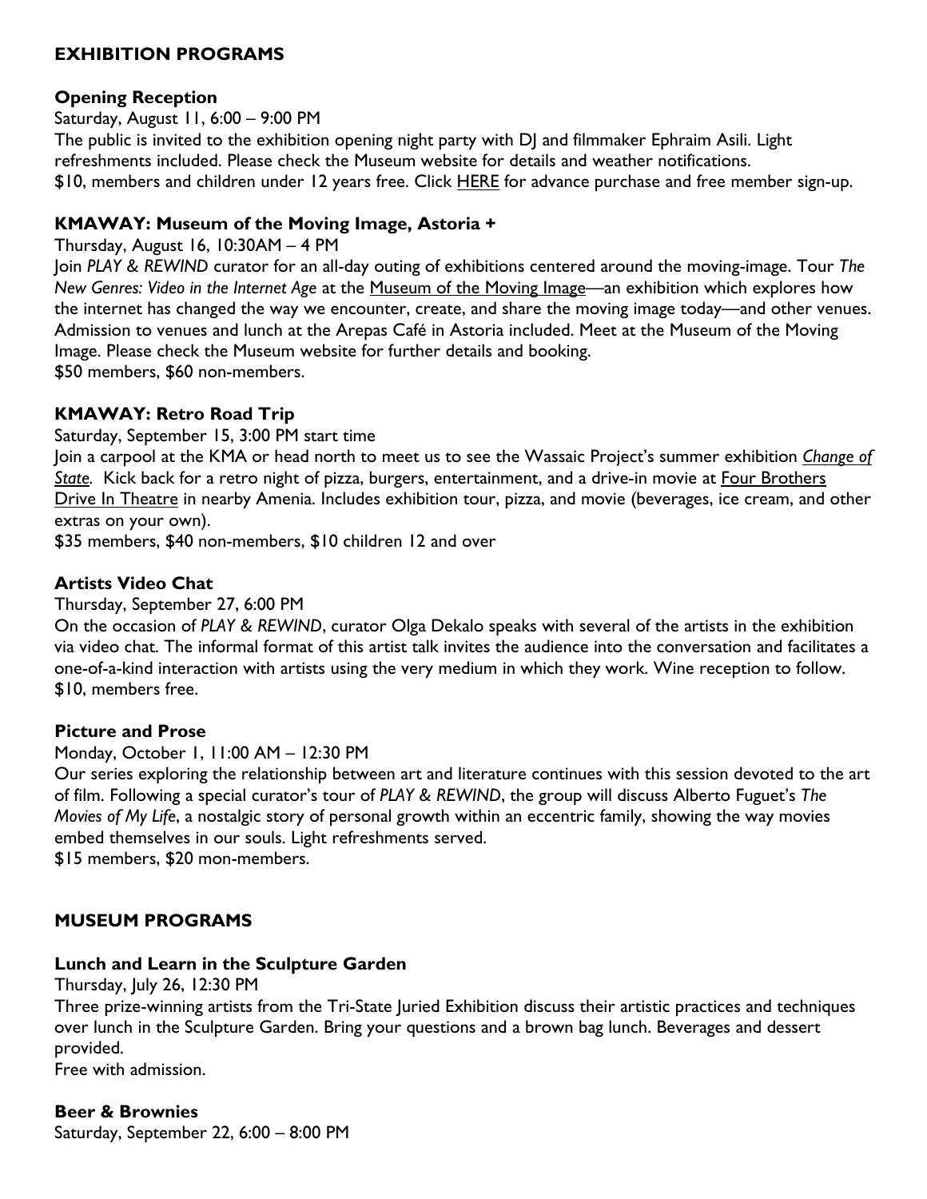## EXHIBITION PROGRAMS

### Opening Reception

Saturday, August 11, 6:00 – 9:00 PM

The public is invited to the exhibition opening night party with DJ and filmmaker Ephraim Asili. Light refreshments included. Please check the Museum website for details and weather notifications.

$10, members and children under 12 years free. Click HERE for advance purchase and free member sign-up.

### KMAWAY: Museum of the Moving Image, Astoria +

Thursday, August 16, 10:30AM – 4 PM

Join *PLAY & REWIND* curator for an all-day outing of exhibitions centered around the moving-image. Tour *The New Genres: Video in the Internet Age* at the Museum of the Moving Image—an exhibition which explores how the internet has changed the way we encounter, create, and share the moving image today—and other venues. Admission to venues and lunch at the Arepas Café in Astoria included. Meet at the Museum of the Moving Image. Please check the Museum website for further details and booking.

$50 members, $60 non-members.

### KMAWAY: Retro Road Trip

Saturday, September 15, 3:00 PM start time

Join a carpool at the KMA or head north to meet us to see the Wassaic Project's summer exhibition *Change of State*. Kick back for a retro night of pizza, burgers, entertainment, and a drive-in movie at Four Brothers Drive In Theatre in nearby Amenia. Includes exhibition tour, pizza, and movie (beverages, ice cream, and other extras on your own).

$35 members, $40 non-members, $10 children 12 and over

### Artists Video Chat

Thursday, September 27, 6:00 PM

On the occasion of *PLAY & REWIND*, curator Olga Dekalo speaks with several of the artists in the exhibition via video chat. The informal format of this artist talk invites the audience into the conversation and facilitates a one-of-a-kind interaction with artists using the very medium in which they work. Wine reception to follow.

$10, members free.

### Picture and Prose

Monday, October 1, 11:00 AM – 12:30 PM

Our series exploring the relationship between art and literature continues with this session devoted to the art of film. Following a special curator's tour of *PLAY & REWIND*, the group will discuss Alberto Fuguet's *The Movies of My Life*, a nostalgic story of personal growth within an eccentric family, showing the way movies embed themselves in our souls. Light refreshments served.

$15 members, $20 mon-members.

## MUSEUM PROGRAMS

### Lunch and Learn in the Sculpture Garden

Thursday, July 26, 12:30 PM

Three prize-winning artists from the Tri-State Juried Exhibition discuss their artistic practices and techniques over lunch in the Sculpture Garden. Bring your questions and a brown bag lunch. Beverages and dessert provided.

Free with admission.

### Beer & Brownies

Saturday, September 22, 6:00 – 8:00 PM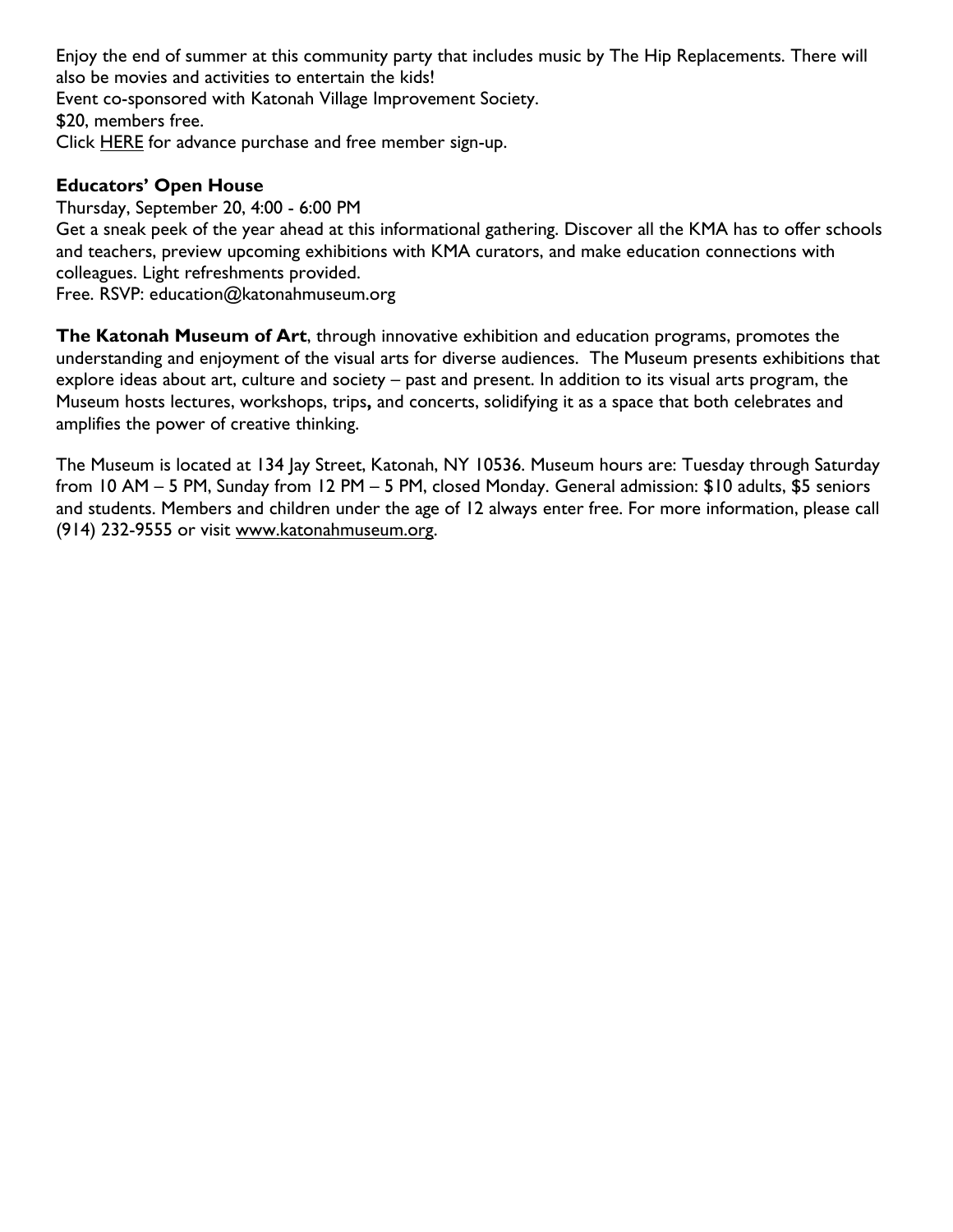Enjoy the end of summer at this community party that includes music by The Hip Replacements. There will also be movies and activities to entertain the kids!
Event co-sponsored with Katonah Village Improvement Society.
$20, members free.
Click HERE for advance purchase and free member sign-up.

**Educators' Open House**
Thursday, September 20, 4:00 - 6:00 PM
Get a sneak peek of the year ahead at this informational gathering. Discover all the KMA has to offer schools and teachers, preview upcoming exhibitions with KMA curators, and make education connections with colleagues. Light refreshments provided.
Free. RSVP: education@katonahmuseum.org

**The Katonah Museum of Art**, through innovative exhibition and education programs, promotes the understanding and enjoyment of the visual arts for diverse audiences. The Museum presents exhibitions that explore ideas about art, culture and society – past and present. In addition to its visual arts program, the Museum hosts lectures, workshops, trips**,** and concerts, solidifying it as a space that both celebrates and amplifies the power of creative thinking.

The Museum is located at 134 Jay Street, Katonah, NY 10536. Museum hours are: Tuesday through Saturday from 10 AM – 5 PM, Sunday from 12 PM – 5 PM, closed Monday. General admission: $10 adults, $5 seniors and students. Members and children under the age of 12 always enter free. For more information, please call (914) 232-9555 or visit www.katonahmuseum.org.